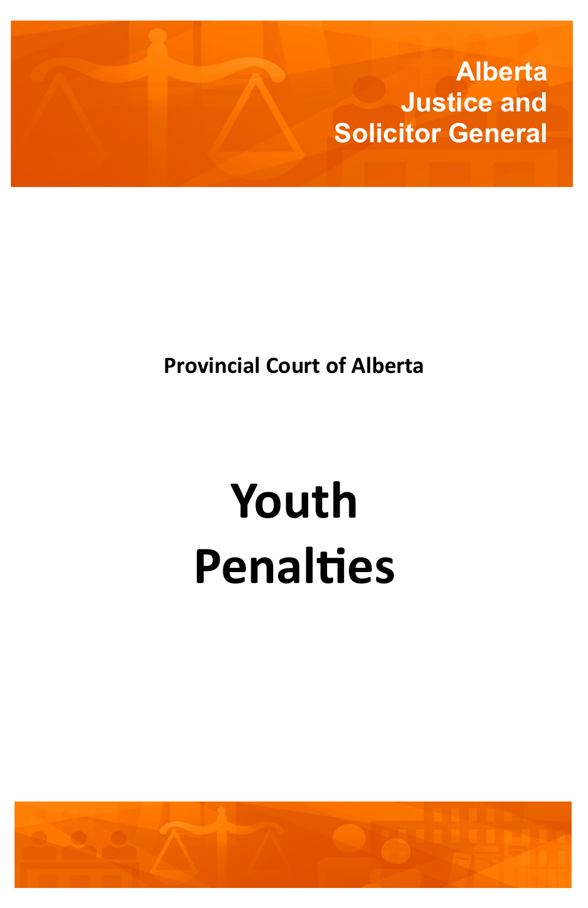Alberta
Justice and
Solicitor General

**Provincial Court of Alberta**

# Youth Penalties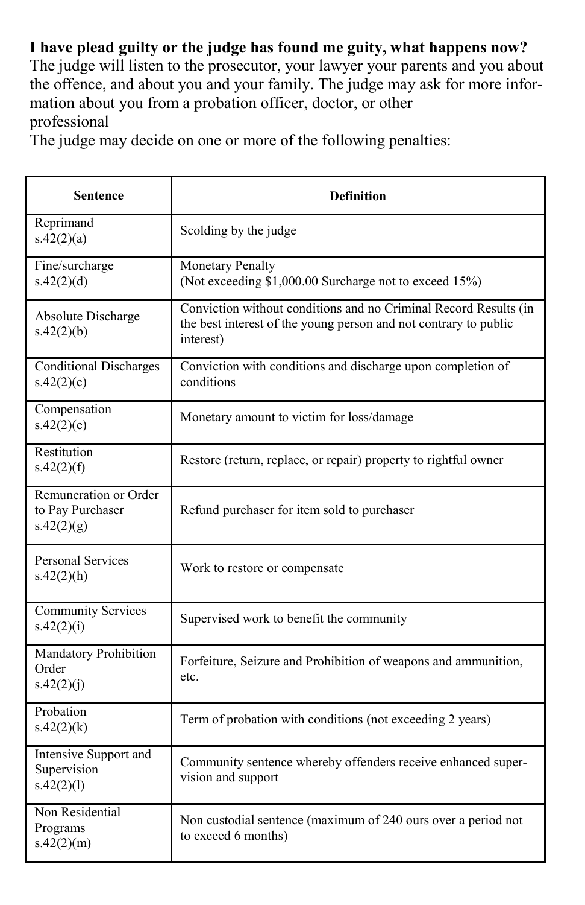**I have plead guilty or the judge has found me guity, what happens now?**
The judge will listen to the prosecutor, your lawyer your parents and you about the offence, and about you and your family. The judge may ask for more information about you from a probation officer, doctor, or other professional
The judge may decide on one or more of the following penalties:

| Sentence | Definition |
|---|---|
| Reprimand s.42(2)(a) | Scolding by the judge |
| Fine/surcharge s.42(2)(d) | Monetary Penalty (Not exceeding $1,000.00 Surcharge not to exceed 15%) |
| Absolute Discharge s.42(2)(b) | Conviction without conditions and no Criminal Record Results (in the best interest of the young person and not contrary to public interest) |
| Conditional Discharges s.42(2)(c) | Conviction with conditions and discharge upon completion of conditions |
| Compensation s.42(2)(e) | Monetary amount to victim for loss/damage |
| Restitution s.42(2)(f) | Restore (return, replace, or repair) property to rightful owner |
| Remuneration or Order to Pay Purchaser s.42(2)(g) | Refund purchaser for item sold to purchaser |
| Personal Services s.42(2)(h) | Work to restore or compensate |
| Community Services s.42(2)(i) | Supervised work to benefit the community |
| Mandatory Prohibition Order s.42(2)(j) | Forfeiture, Seizure and Prohibition of weapons and ammunition, etc. |
| Probation s.42(2)(k) | Term of probation with conditions (not exceeding 2 years) |
| Intensive Support and Supervision s.42(2)(l) | Community sentence whereby offenders receive enhanced supervision and support |
| Non Residential Programs s.42(2)(m) | Non custodial sentence (maximum of 240 ours over a period not to exceed 6 months) |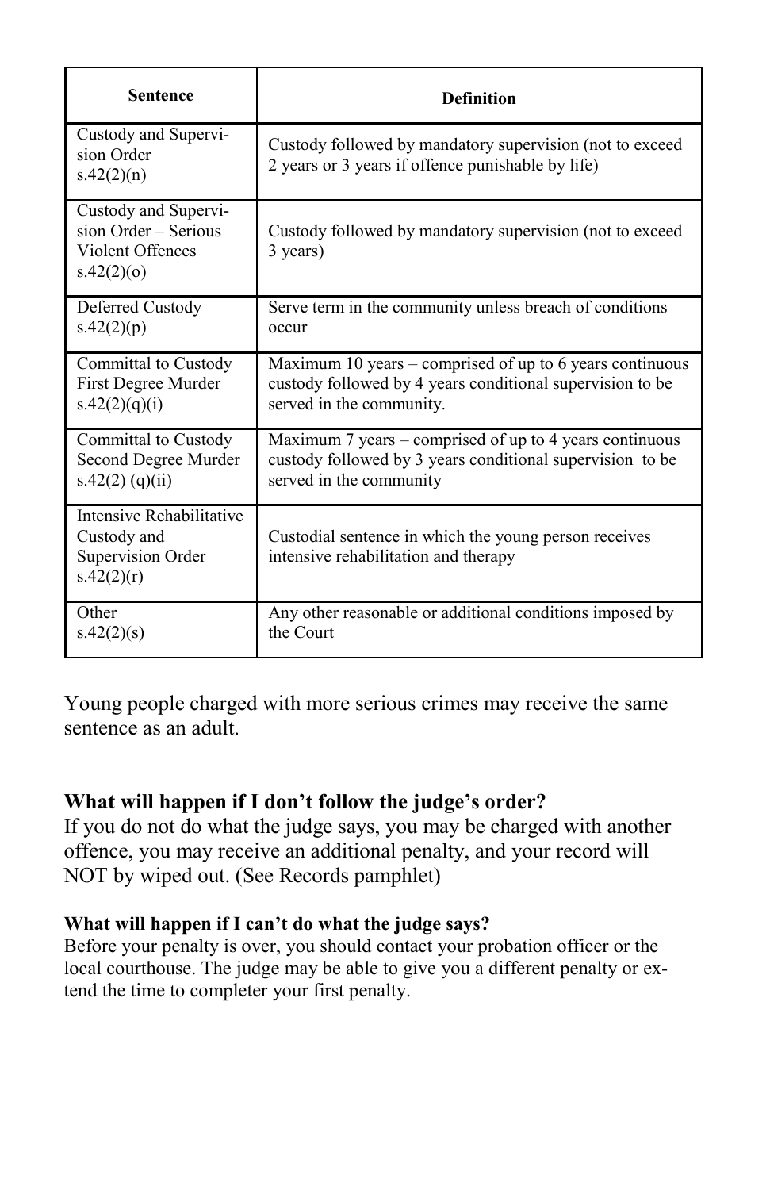| Sentence | Definition |
|---|---|
| Custody and Supervision Order s.42(2)(n) | Custody followed by mandatory supervision (not to exceed 2 years or 3 years if offence punishable by life) |
| Custody and Supervision Order – Serious Violent Offences s.42(2)(o) | Custody followed by mandatory supervision (not to exceed 3 years) |
| Deferred Custody s.42(2)(p) | Serve term in the community unless breach of conditions occur |
| Committal to Custody First Degree Murder s.42(2)(q)(i) | Maximum 10 years – comprised of up to 6 years continuous custody followed by 4 years conditional supervision to be served in the community. |
| Committal to Custody Second Degree Murder s.42(2) (q)(ii) | Maximum 7 years – comprised of up to 4 years continuous custody followed by 3 years conditional supervision to be served in the community |
| Intensive Rehabilitative Custody and Supervision Order s.42(2)(r) | Custodial sentence in which the young person receives intensive rehabilitation and therapy |
| Other s.42(2)(s) | Any other reasonable or additional conditions imposed by the Court |

Young people charged with more serious crimes may receive the same sentence as an adult.

**What will happen if I don't follow the judge's order?**

If you do not do what the judge says, you may be charged with another offence, you may receive an additional penalty, and your record will NOT by wiped out. (See Records pamphlet)

**What will happen if I can't do what the judge says?**

Before your penalty is over, you should contact your probation officer or the local courthouse. The judge may be able to give you a different penalty or extend the time to completer your first penalty.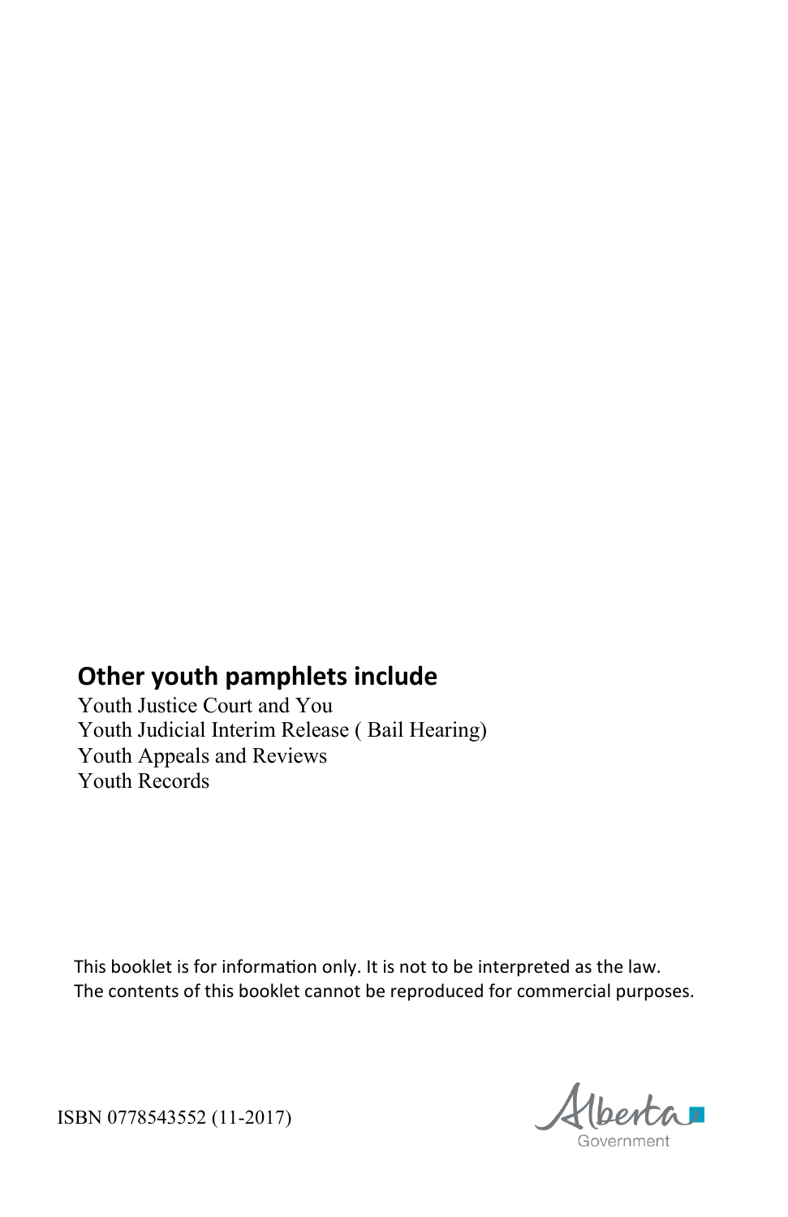## Other youth pamphlets include

Youth Justice Court and You
Youth Judicial Interim Release ( Bail Hearing)
Youth Appeals and Reviews
Youth Records

This booklet is for information only. It is not to be interpreted as the law.
The contents of this booklet cannot be reproduced for commercial purposes.

ISBN 0778543552 (11-2017)

Alberta Government